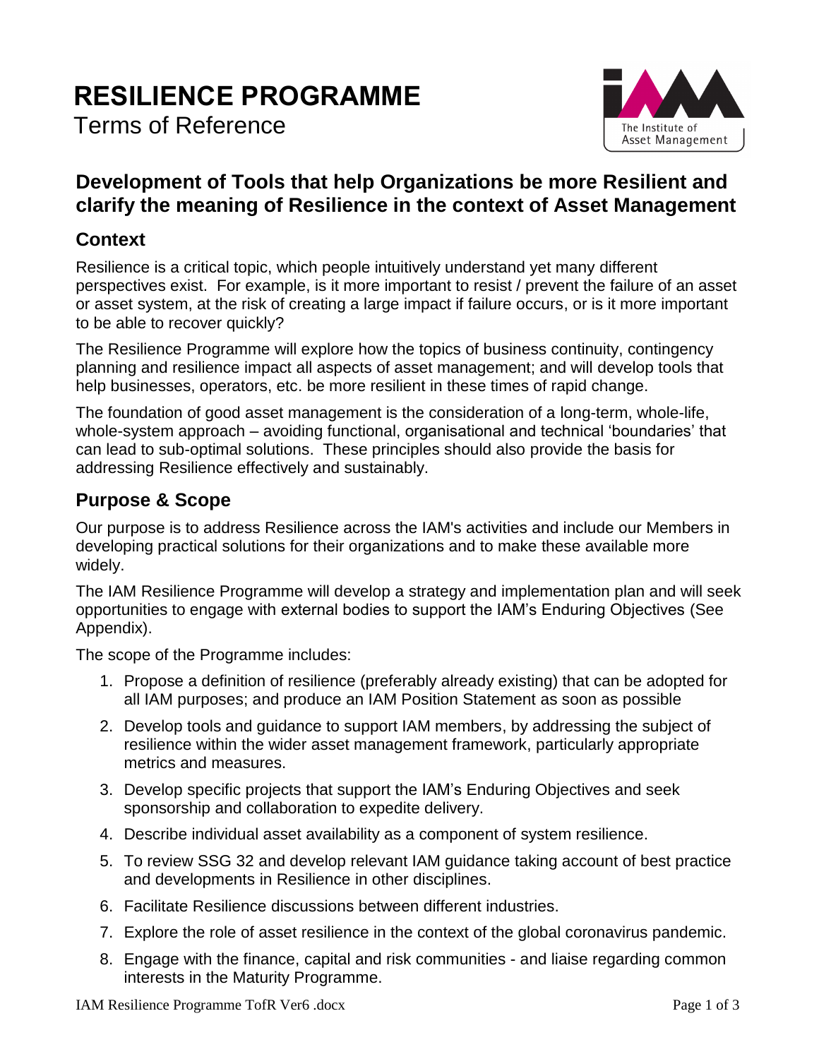# RESILIENCE PROGRAMME

Terms of Reference

## Development of Tools that help Organizations be more Resilient and clarify the meaning of Resilience in the context of Asset Management

### Context

Resilience is a critical topic, which people intuitively understand yet many different perspectives exist. For example, is it more important to resist / prevent the failure of an asset or asset system, at the risk of creating a large impact if failure occurs, or is it more important to be able to recover quickly?

The Resilience Programme will explore how the topics of business continuity, contingency planning and resilience impact all aspects of asset management; and will develop tools that help businesses, operators, etc. be more resilient in these times of rapid change.

The foundation of good asset management is the consideration of a long-term, whole-life, whole-system approach – avoiding functional, organisational and technical 'boundaries' that can lead to sub-optimal solutions. These principles should also provide the basis for addressing Resilience effectively and sustainably.

### Purpose & Scope

Our purpose is to address Resilience across the IAM's activities and include our Members in developing practical solutions for their organizations and to make these available more widely.

The IAM Resilience Programme will develop a strategy and implementation plan and will seek opportunities to engage with external bodies to support the IAM's Enduring Objectives (See Appendix).

The scope of the Programme includes:

1. Propose a definition of resilience (preferably already existing) that can be adopted for all IAM purposes; and produce an IAM Position Statement as soon as possible
2. Develop tools and guidance to support IAM members, by addressing the subject of resilience within the wider asset management framework, particularly appropriate metrics and measures.
3. Develop specific projects that support the IAM's Enduring Objectives and seek sponsorship and collaboration to expedite delivery.
4. Describe individual asset availability as a component of system resilience.
5. To review SSG 32 and develop relevant IAM guidance taking account of best practice and developments in Resilience in other disciplines.
6. Facilitate Resilience discussions between different industries.
7. Explore the role of asset resilience in the context of the global coronavirus pandemic.
8. Engage with the finance, capital and risk communities - and liaise regarding common interests in the Maturity Programme.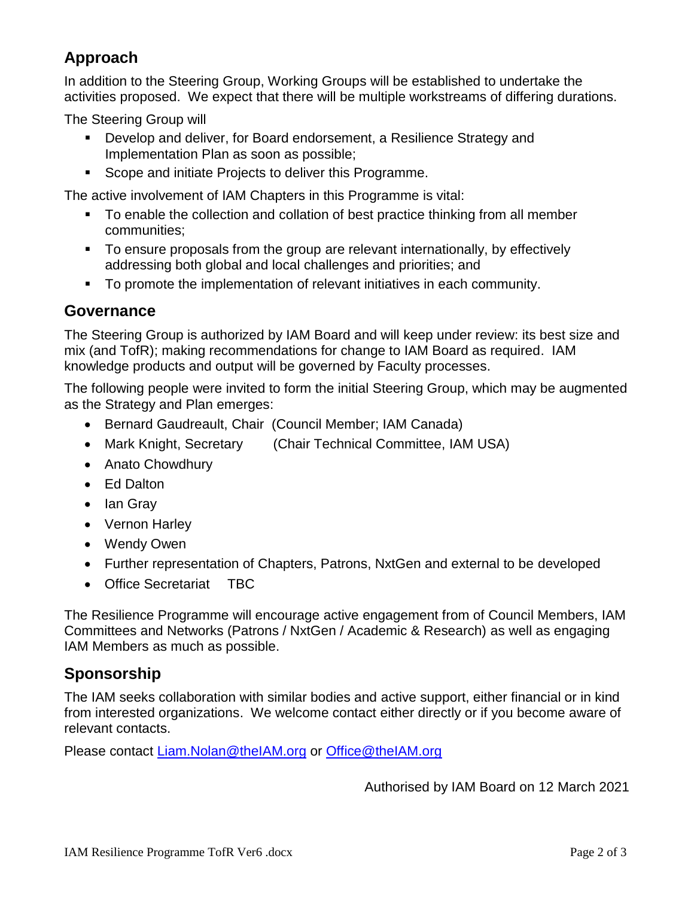## Approach

In addition to the Steering Group, Working Groups will be established to undertake the activities proposed. We expect that there will be multiple workstreams of differing durations.

The Steering Group will

- Develop and deliver, for Board endorsement, a Resilience Strategy and Implementation Plan as soon as possible;
- Scope and initiate Projects to deliver this Programme.

The active involvement of IAM Chapters in this Programme is vital:

- To enable the collection and collation of best practice thinking from all member communities;
- To ensure proposals from the group are relevant internationally, by effectively addressing both global and local challenges and priorities; and
- To promote the implementation of relevant initiatives in each community.

## Governance

The Steering Group is authorized by IAM Board and will keep under review: its best size and mix (and TofR); making recommendations for change to IAM Board as required. IAM knowledge products and output will be governed by Faculty processes.

The following people were invited to form the initial Steering Group, which may be augmented as the Strategy and Plan emerges:

- Bernard Gaudreault, Chair (Council Member; IAM Canada)
- Mark Knight, Secretary (Chair Technical Committee, IAM USA)
- Anato Chowdhury
- Ed Dalton
- Ian Gray
- Vernon Harley
- Wendy Owen
- Further representation of Chapters, Patrons, NxtGen and external to be developed
- Office Secretariat TBC

The Resilience Programme will encourage active engagement from of Council Members, IAM Committees and Networks (Patrons / NxtGen / Academic & Research) as well as engaging IAM Members as much as possible.

## Sponsorship

The IAM seeks collaboration with similar bodies and active support, either financial or in kind from interested organizations. We welcome contact either directly or if you become aware of relevant contacts.

Please contact Liam.Nolan@theIAM.org or Office@theIAM.org

Authorised by IAM Board on 12 March 2021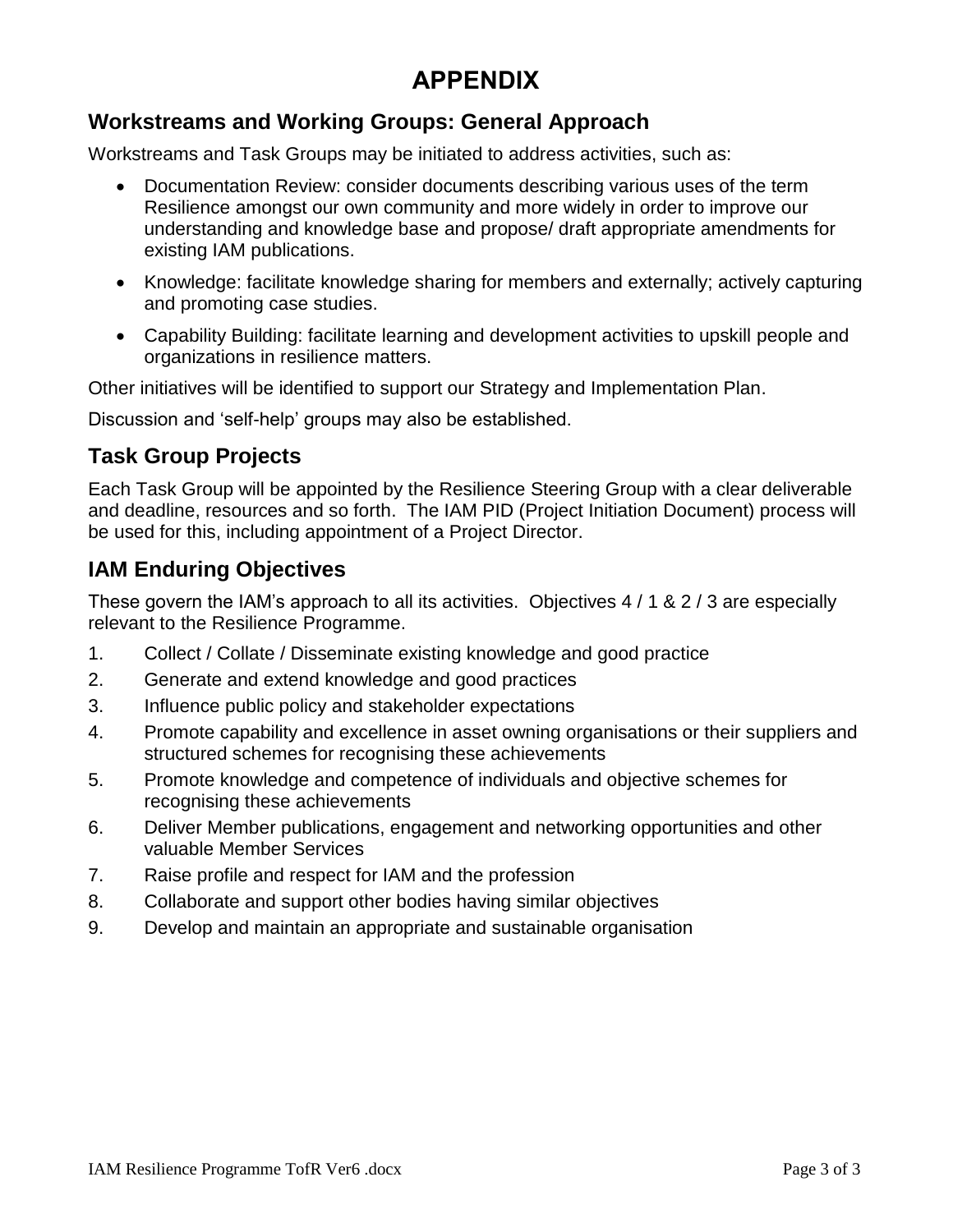# APPENDIX

## Workstreams and Working Groups: General Approach

Workstreams and Task Groups may be initiated to address activities, such as:

- Documentation Review: consider documents describing various uses of the term Resilience amongst our own community and more widely in order to improve our understanding and knowledge base and propose/ draft appropriate amendments for existing IAM publications.
- Knowledge: facilitate knowledge sharing for members and externally; actively capturing and promoting case studies.
- Capability Building: facilitate learning and development activities to upskill people and organizations in resilience matters.

Other initiatives will be identified to support our Strategy and Implementation Plan.

Discussion and 'self-help' groups may also be established.

## Task Group Projects

Each Task Group will be appointed by the Resilience Steering Group with a clear deliverable and deadline, resources and so forth. The IAM PID (Project Initiation Document) process will be used for this, including appointment of a Project Director.

## IAM Enduring Objectives

These govern the IAM's approach to all its activities. Objectives 4 / 1 & 2 / 3 are especially relevant to the Resilience Programme.

1. Collect / Collate / Disseminate existing knowledge and good practice
2. Generate and extend knowledge and good practices
3. Influence public policy and stakeholder expectations
4. Promote capability and excellence in asset owning organisations or their suppliers and structured schemes for recognising these achievements
5. Promote knowledge and competence of individuals and objective schemes for recognising these achievements
6. Deliver Member publications, engagement and networking opportunities and other valuable Member Services
7. Raise profile and respect for IAM and the profession
8. Collaborate and support other bodies having similar objectives
9. Develop and maintain an appropriate and sustainable organisation